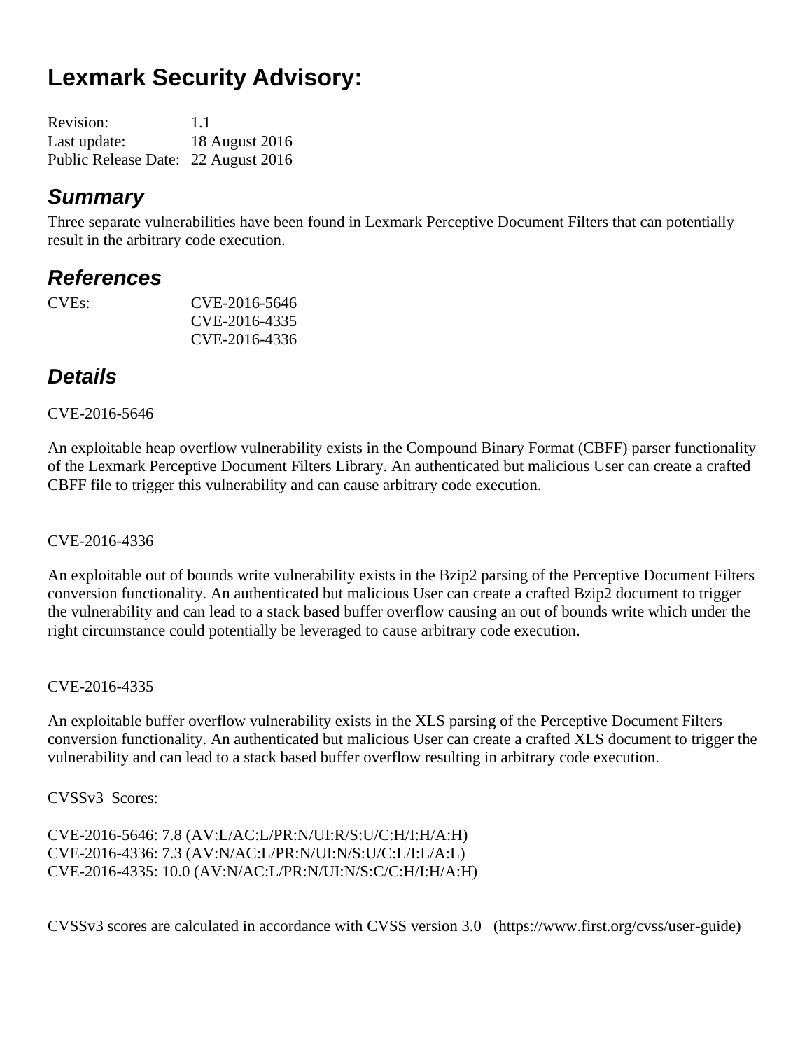# Lexmark Security Advisory:

| | |
|---|---|
| Revision: | 1.1 |
| Last update: | 18 August 2016 |
| Public Release Date: | 22 August 2016 |

## *Summary*

Three separate vulnerabilities have been found in Lexmark Perceptive Document Filters that can potentially result in the arbitrary code execution.

## *References*

| | |
|---|---|
| CVEs: | CVE-2016-5646 |
| | CVE-2016-4335 |
| | CVE-2016-4336 |

## *Details*

CVE-2016-5646

An exploitable heap overflow vulnerability exists in the Compound Binary Format (CBFF) parser functionality of the Lexmark Perceptive Document Filters Library. An authenticated but malicious User can create a crafted CBFF file to trigger this vulnerability and can cause arbitrary code execution.

CVE-2016-4336

An exploitable out of bounds write vulnerability exists in the Bzip2 parsing of the Perceptive Document Filters conversion functionality. An authenticated but malicious User can create a crafted Bzip2 document to trigger the vulnerability and can lead to a stack based buffer overflow causing an out of bounds write which under the right circumstance could potentially be leveraged to cause arbitrary code execution.

CVE-2016-4335

An exploitable buffer overflow vulnerability exists in the XLS parsing of the Perceptive Document Filters conversion functionality. An authenticated but malicious User can create a crafted XLS document to trigger the vulnerability and can lead to a stack based buffer overflow resulting in arbitrary code execution.

CVSSv3 Scores:

CVE-2016-5646: 7.8 (AV:L/AC:L/PR:N/UI:R/S:U/C:H/I:H/A:H)
CVE-2016-4336: 7.3 (AV:N/AC:L/PR:N/UI:N/S:U/C:L/I:L/A:L)
CVE-2016-4335: 10.0 (AV:N/AC:L/PR:N/UI:N/S:C/C:H/I:H/A:H)

CVSSv3 scores are calculated in accordance with CVSS version 3.0 (https://www.first.org/cvss/user-guide)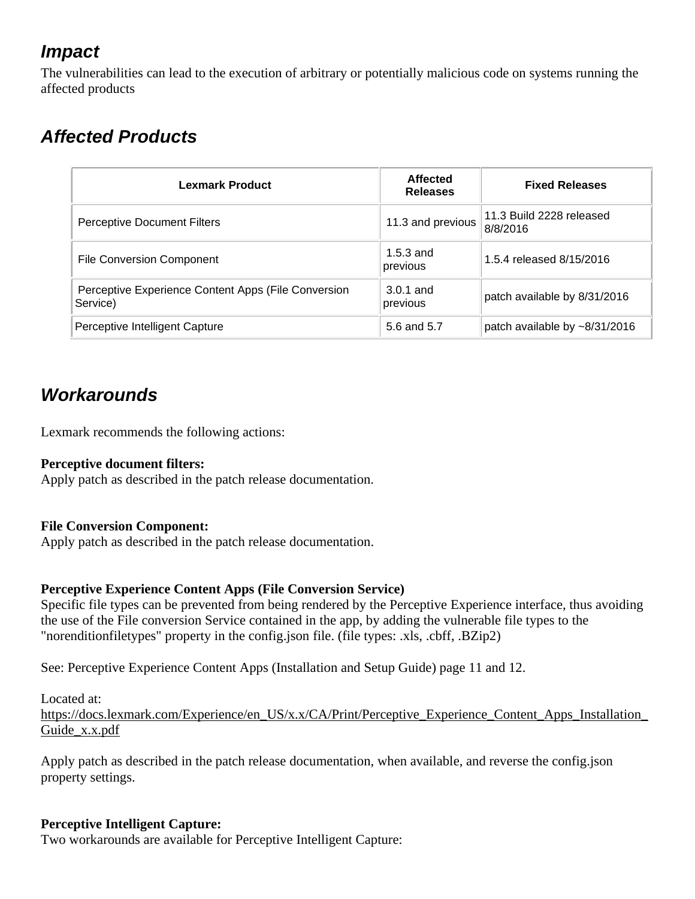## *Impact*

The vulnerabilities can lead to the execution of arbitrary or potentially malicious code on systems running the affected products

## *Affected Products*

| Lexmark Product | Affected Releases | Fixed Releases |
|---|---|---|
| Perceptive Document Filters | 11.3 and previous | 11.3 Build 2228 released 8/8/2016 |
| File Conversion Component | 1.5.3 and previous | 1.5.4 released 8/15/2016 |
| Perceptive Experience Content Apps (File Conversion Service) | 3.0.1 and previous | patch available by 8/31/2016 |
| Perceptive Intelligent Capture | 5.6 and 5.7 | patch available by ~8/31/2016 |

## *Workarounds*

Lexmark recommends the following actions:

**Perceptive document filters:**
Apply patch as described in the patch release documentation.

**File Conversion Component:**
Apply patch as described in the patch release documentation.

**Perceptive Experience Content Apps (File Conversion Service)**
Specific file types can be prevented from being rendered by the Perceptive Experience interface, thus avoiding the use of the File conversion Service contained in the app, by adding the vulnerable file types to the "norenditionfiletypes" property in the config.json file. (file types: .xls, .cbff, .BZip2)

See: Perceptive Experience Content Apps (Installation and Setup Guide) page 11 and 12.

Located at:
https://docs.lexmark.com/Experience/en_US/x.x/CA/Print/Perceptive_Experience_Content_Apps_Installation_Guide_x.x.pdf

Apply patch as described in the patch release documentation, when available, and reverse the config.json property settings.

**Perceptive Intelligent Capture:**
Two workarounds are available for Perceptive Intelligent Capture: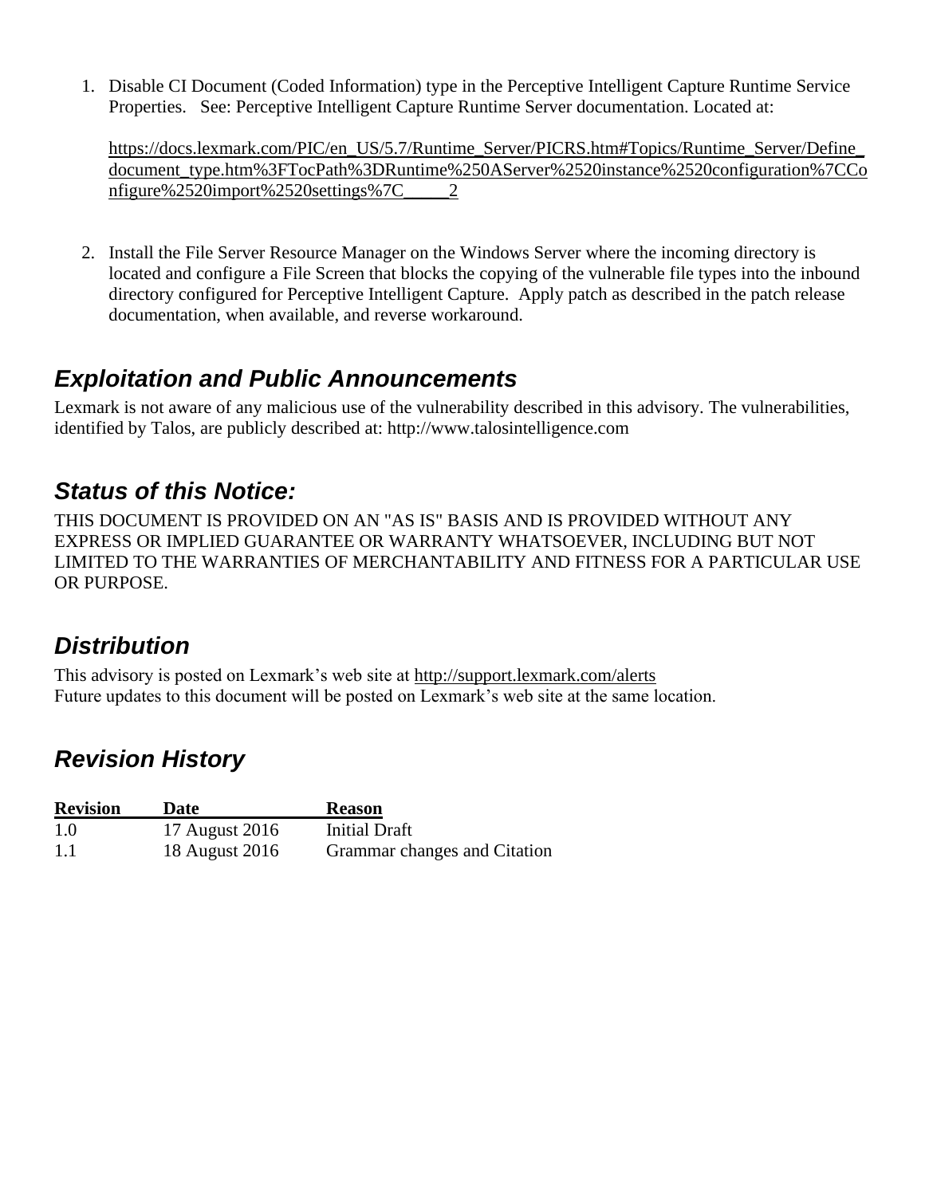1. Disable CI Document (Coded Information) type in the Perceptive Intelligent Capture Runtime Service Properties. See: Perceptive Intelligent Capture Runtime Server documentation. Located at:

   https://docs.lexmark.com/PIC/en_US/5.7/Runtime_Server/PICRS.htm#Topics/Runtime_Server/Define_document_type.htm%3FTocPath%3DRuntime%250AServer%2520instance%2520configuration%7CConfigure%2520import%2520settings%7C_____2

2. Install the File Server Resource Manager on the Windows Server where the incoming directory is located and configure a File Screen that blocks the copying of the vulnerable file types into the inbound directory configured for Perceptive Intelligent Capture. Apply patch as described in the patch release documentation, when available, and reverse workaround.

## Exploitation and Public Announcements

Lexmark is not aware of any malicious use of the vulnerability described in this advisory. The vulnerabilities, identified by Talos, are publicly described at: http://www.talosintelligence.com

## Status of this Notice:

THIS DOCUMENT IS PROVIDED ON AN "AS IS" BASIS AND IS PROVIDED WITHOUT ANY EXPRESS OR IMPLIED GUARANTEE OR WARRANTY WHATSOEVER, INCLUDING BUT NOT LIMITED TO THE WARRANTIES OF MERCHANTABILITY AND FITNESS FOR A PARTICULAR USE OR PURPOSE.

## Distribution

This advisory is posted on Lexmark's web site at http://support.lexmark.com/alerts
Future updates to this document will be posted on Lexmark's web site at the same location.

## Revision History

| Revision | Date | Reason |
| --- | --- | --- |
| 1.0 | 17 August 2016 | Initial Draft |
| 1.1 | 18 August 2016 | Grammar changes and Citation |